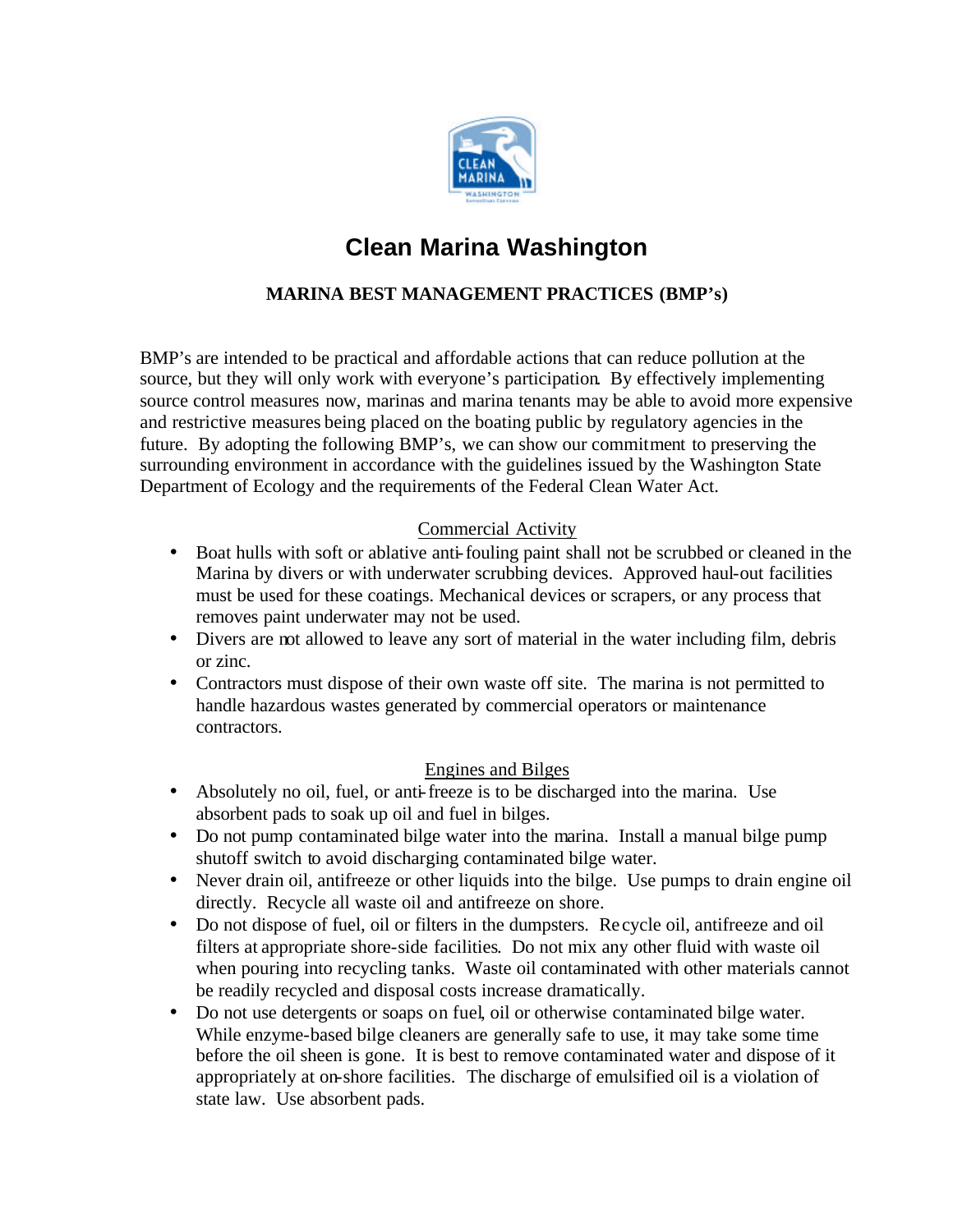# Clean Marina Washington

## MARINA BEST MANAGEMENT PRACTICES (BMP's)

BMP's are intended to be practical and affordable actions that can reduce pollution at the source, but they will only work with everyone's participation. By effectively implementing source control measures now, marinas and marina tenants may be able to avoid more expensive and restrictive measures being placed on the boating public by regulatory agencies in the future. By adopting the following BMP's, we can show our commitment to preserving the surrounding environment in accordance with the guidelines issued by the Washington State Department of Ecology and the requirements of the Federal Clean Water Act.

### Commercial Activity

- Boat hulls with soft or ablative anti-fouling paint shall not be scrubbed or cleaned in the Marina by divers or with underwater scrubbing devices. Approved haul-out facilities must be used for these coatings. Mechanical devices or scrapers, or any process that removes paint underwater may not be used.
- Divers are not allowed to leave any sort of material in the water including film, debris or zinc.
- Contractors must dispose of their own waste off site. The marina is not permitted to handle hazardous wastes generated by commercial operators or maintenance contractors.

### Engines and Bilges

- Absolutely no oil, fuel, or anti-freeze is to be discharged into the marina. Use absorbent pads to soak up oil and fuel in bilges.
- Do not pump contaminated bilge water into the marina. Install a manual bilge pump shutoff switch to avoid discharging contaminated bilge water.
- Never drain oil, antifreeze or other liquids into the bilge. Use pumps to drain engine oil directly. Recycle all waste oil and antifreeze on shore.
- Do not dispose of fuel, oil or filters in the dumpsters. Recycle oil, antifreeze and oil filters at appropriate shore-side facilities. Do not mix any other fluid with waste oil when pouring into recycling tanks. Waste oil contaminated with other materials cannot be readily recycled and disposal costs increase dramatically.
- Do not use detergents or soaps on fuel, oil or otherwise contaminated bilge water. While enzyme-based bilge cleaners are generally safe to use, it may take some time before the oil sheen is gone. It is best to remove contaminated water and dispose of it appropriately at on-shore facilities. The discharge of emulsified oil is a violation of state law. Use absorbent pads.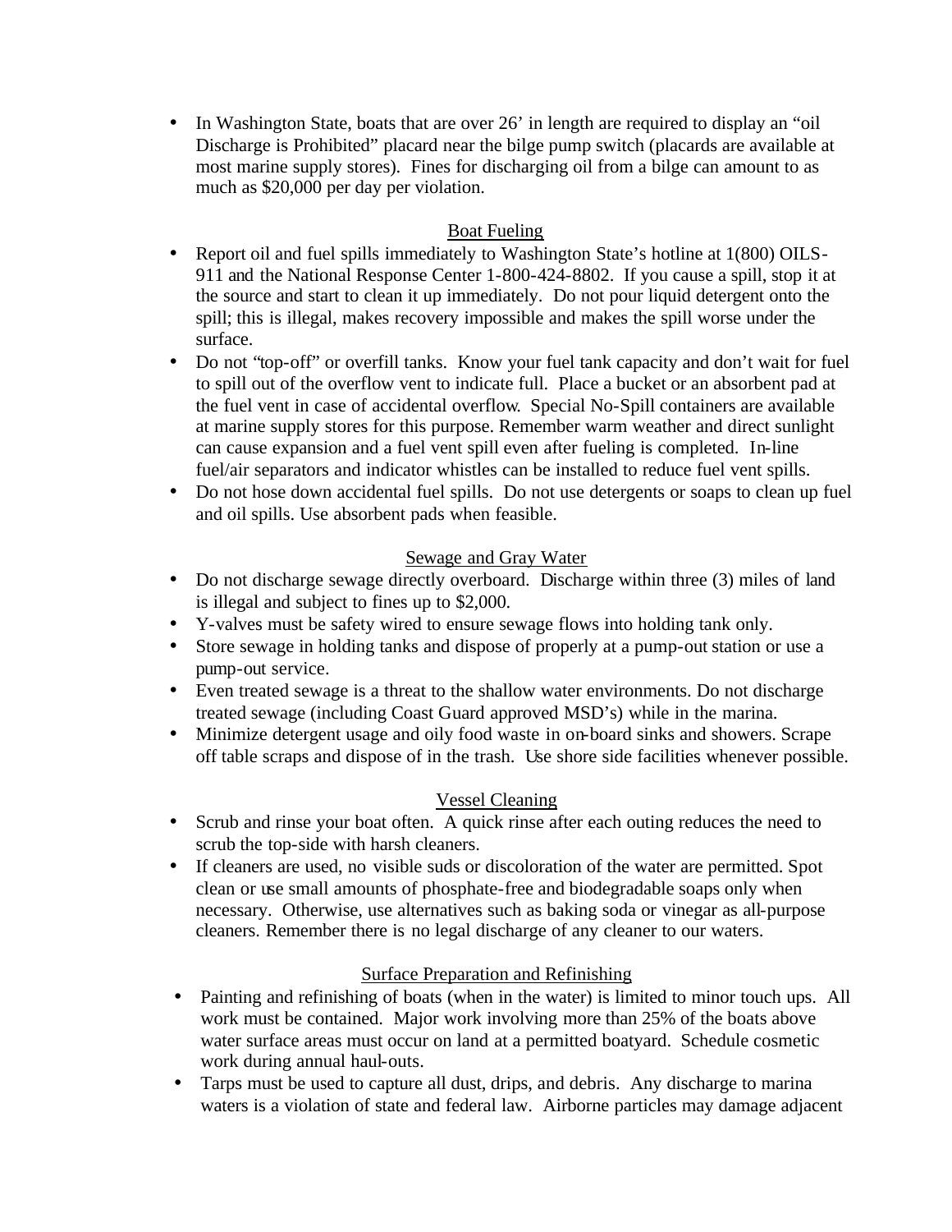- In Washington State, boats that are over 26' in length are required to display an "oil Discharge is Prohibited" placard near the bilge pump switch (placards are available at most marine supply stores). Fines for discharging oil from a bilge can amount to as much as $20,000 per day per violation.

## Boat Fueling

- Report oil and fuel spills immediately to Washington State's hotline at 1(800) OILS-911 and the National Response Center 1-800-424-8802. If you cause a spill, stop it at the source and start to clean it up immediately. Do not pour liquid detergent onto the spill; this is illegal, makes recovery impossible and makes the spill worse under the surface.
- Do not "top-off" or overfill tanks. Know your fuel tank capacity and don't wait for fuel to spill out of the overflow vent to indicate full. Place a bucket or an absorbent pad at the fuel vent in case of accidental overflow. Special No-Spill containers are available at marine supply stores for this purpose. Remember warm weather and direct sunlight can cause expansion and a fuel vent spill even after fueling is completed. In-line fuel/air separators and indicator whistles can be installed to reduce fuel vent spills.
- Do not hose down accidental fuel spills. Do not use detergents or soaps to clean up fuel and oil spills. Use absorbent pads when feasible.

## Sewage and Gray Water

- Do not discharge sewage directly overboard. Discharge within three (3) miles of land is illegal and subject to fines up to $2,000.
- Y-valves must be safety wired to ensure sewage flows into holding tank only.
- Store sewage in holding tanks and dispose of properly at a pump-out station or use a pump-out service.
- Even treated sewage is a threat to the shallow water environments. Do not discharge treated sewage (including Coast Guard approved MSD's) while in the marina.
- Minimize detergent usage and oily food waste in on-board sinks and showers. Scrape off table scraps and dispose of in the trash. Use shore side facilities whenever possible.

## Vessel Cleaning

- Scrub and rinse your boat often. A quick rinse after each outing reduces the need to scrub the top-side with harsh cleaners.
- If cleaners are used, no visible suds or discoloration of the water are permitted. Spot clean or use small amounts of phosphate-free and biodegradable soaps only when necessary. Otherwise, use alternatives such as baking soda or vinegar as all-purpose cleaners. Remember there is no legal discharge of any cleaner to our waters.

## Surface Preparation and Refinishing

- Painting and refinishing of boats (when in the water) is limited to minor touch ups. All work must be contained. Major work involving more than 25% of the boats above water surface areas must occur on land at a permitted boatyard. Schedule cosmetic work during annual haul-outs.
- Tarps must be used to capture all dust, drips, and debris. Any discharge to marina waters is a violation of state and federal law. Airborne particles may damage adjacent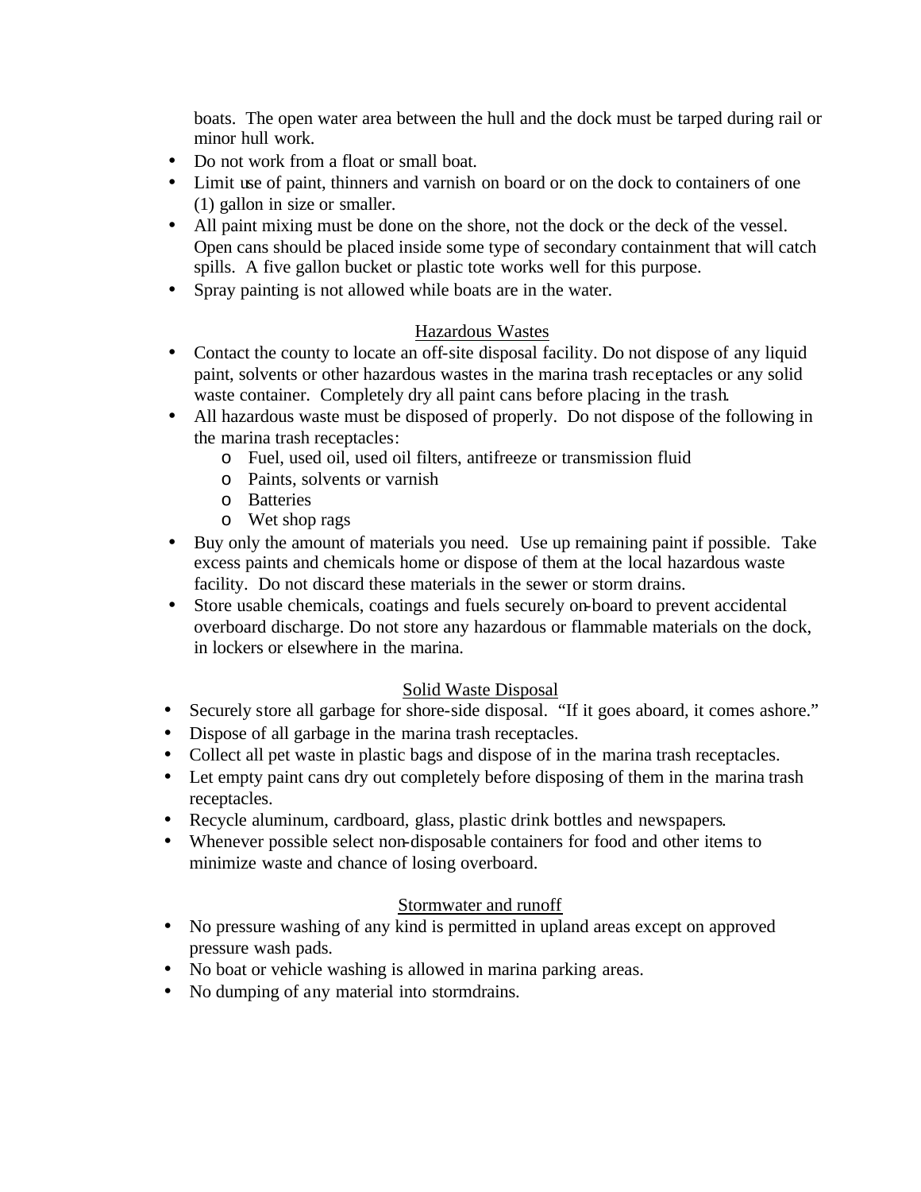boats. The open water area between the hull and the dock must be tarped during rail or minor hull work.

- Do not work from a float or small boat.
- Limit use of paint, thinners and varnish on board or on the dock to containers of one (1) gallon in size or smaller.
- All paint mixing must be done on the shore, not the dock or the deck of the vessel. Open cans should be placed inside some type of secondary containment that will catch spills. A five gallon bucket or plastic tote works well for this purpose.
- Spray painting is not allowed while boats are in the water.

## Hazardous Wastes

- Contact the county to locate an off-site disposal facility. Do not dispose of any liquid paint, solvents or other hazardous wastes in the marina trash receptacles or any solid waste container. Completely dry all paint cans before placing in the trash.
- All hazardous waste must be disposed of properly. Do not dispose of the following in the marina trash receptacles:
    - Fuel, used oil, used oil filters, antifreeze or transmission fluid
    - Paints, solvents or varnish
    - Batteries
    - Wet shop rags
- Buy only the amount of materials you need. Use up remaining paint if possible. Take excess paints and chemicals home or dispose of them at the local hazardous waste facility. Do not discard these materials in the sewer or storm drains.
- Store usable chemicals, coatings and fuels securely on-board to prevent accidental overboard discharge. Do not store any hazardous or flammable materials on the dock, in lockers or elsewhere in the marina.

## Solid Waste Disposal

- Securely store all garbage for shore-side disposal. "If it goes aboard, it comes ashore."
- Dispose of all garbage in the marina trash receptacles.
- Collect all pet waste in plastic bags and dispose of in the marina trash receptacles.
- Let empty paint cans dry out completely before disposing of them in the marina trash receptacles.
- Recycle aluminum, cardboard, glass, plastic drink bottles and newspapers.
- Whenever possible select non-disposable containers for food and other items to minimize waste and chance of losing overboard.

## Stormwater and runoff

- No pressure washing of any kind is permitted in upland areas except on approved pressure wash pads.
- No boat or vehicle washing is allowed in marina parking areas.
- No dumping of any material into stormdrains.